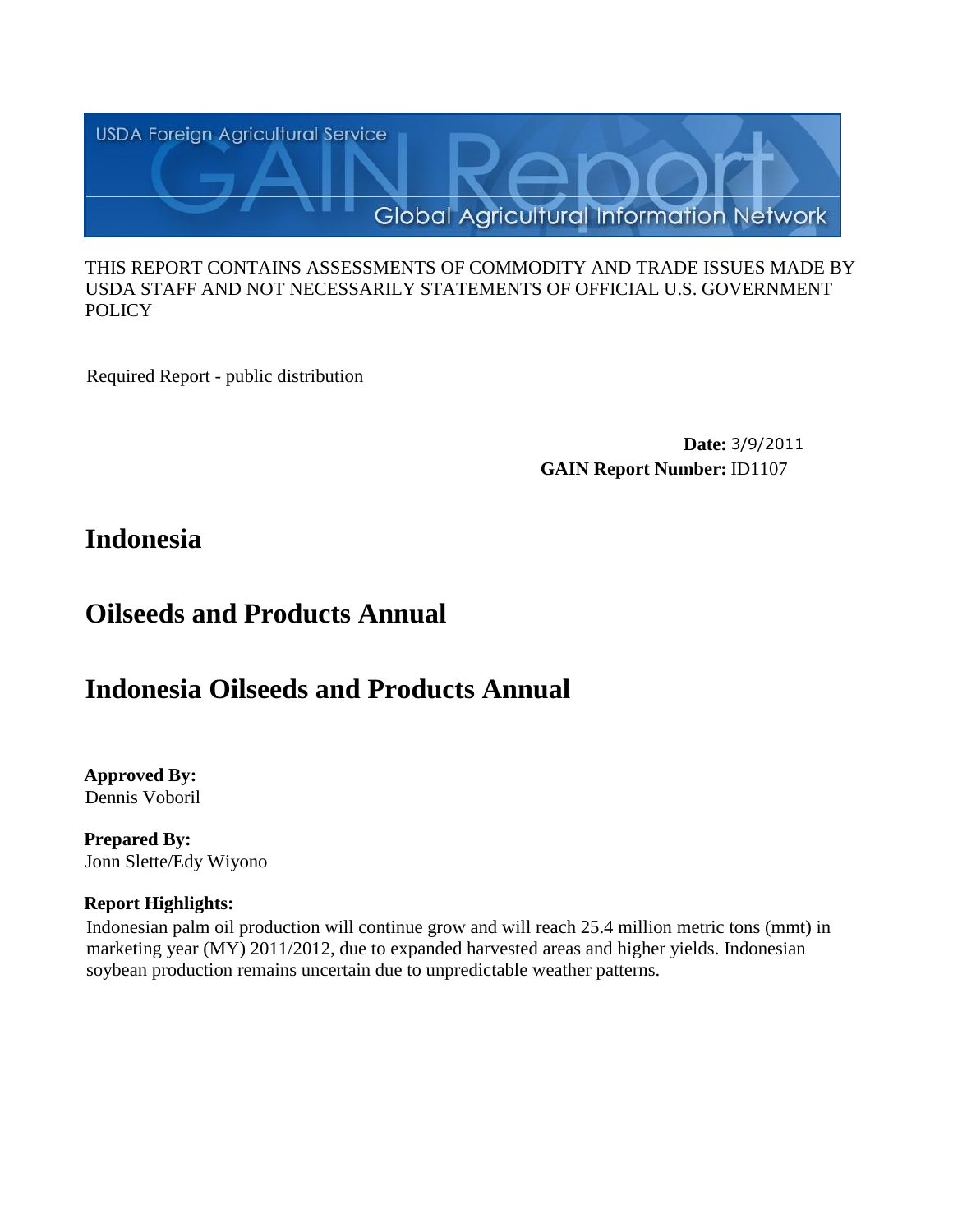USDA Foreign Agricultural Service

GAIN Report

Global Agricultural Information Network

THIS REPORT CONTAINS ASSESSMENTS OF COMMODITY AND TRADE ISSUES MADE BY USDA STAFF AND NOT NECESSARILY STATEMENTS OF OFFICIAL U.S. GOVERNMENT POLICY

Required Report - public distribution

**Date:** 3/9/2011

**GAIN Report Number:** ID1107

# Indonesia

# Oilseeds and Products Annual

# Indonesia Oilseeds and Products Annual

**Approved By:**
Dennis Voboril

**Prepared By:**
Jonn Slette/Edy Wiyono

**Report Highlights:**

Indonesian palm oil production will continue grow and will reach 25.4 million metric tons (mmt) in marketing year (MY) 2011/2012, due to expanded harvested areas and higher yields. Indonesian soybean production remains uncertain due to unpredictable weather patterns.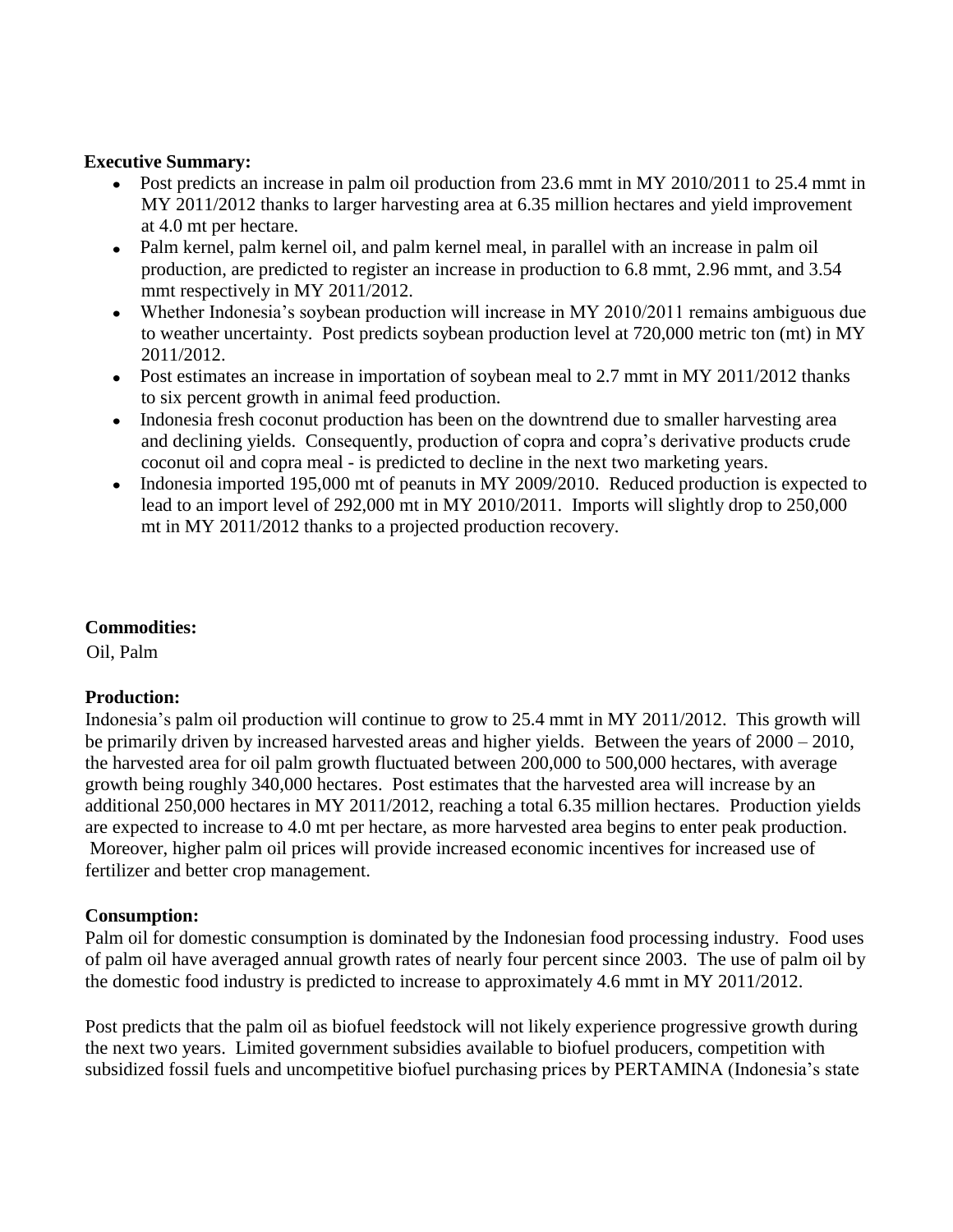**Executive Summary:**

- Post predicts an increase in palm oil production from 23.6 mmt in MY 2010/2011 to 25.4 mmt in MY 2011/2012 thanks to larger harvesting area at 6.35 million hectares and yield improvement at 4.0 mt per hectare.
- Palm kernel, palm kernel oil, and palm kernel meal, in parallel with an increase in palm oil production, are predicted to register an increase in production to 6.8 mmt, 2.96 mmt, and 3.54 mmt respectively in MY 2011/2012.
- Whether Indonesia's soybean production will increase in MY 2010/2011 remains ambiguous due to weather uncertainty. Post predicts soybean production level at 720,000 metric ton (mt) in MY 2011/2012.
- Post estimates an increase in importation of soybean meal to 2.7 mmt in MY 2011/2012 thanks to six percent growth in animal feed production.
- Indonesia fresh coconut production has been on the downtrend due to smaller harvesting area and declining yields. Consequently, production of copra and copra's derivative products crude coconut oil and copra meal - is predicted to decline in the next two marketing years.
- Indonesia imported 195,000 mt of peanuts in MY 2009/2010. Reduced production is expected to lead to an import level of 292,000 mt in MY 2010/2011. Imports will slightly drop to 250,000 mt in MY 2011/2012 thanks to a projected production recovery.

**Commodities:**

Oil, Palm

**Production:**

Indonesia's palm oil production will continue to grow to 25.4 mmt in MY 2011/2012. This growth will be primarily driven by increased harvested areas and higher yields. Between the years of 2000 – 2010, the harvested area for oil palm growth fluctuated between 200,000 to 500,000 hectares, with average growth being roughly 340,000 hectares. Post estimates that the harvested area will increase by an additional 250,000 hectares in MY 2011/2012, reaching a total 6.35 million hectares. Production yields are expected to increase to 4.0 mt per hectare, as more harvested area begins to enter peak production. Moreover, higher palm oil prices will provide increased economic incentives for increased use of fertilizer and better crop management.

**Consumption:**

Palm oil for domestic consumption is dominated by the Indonesian food processing industry. Food uses of palm oil have averaged annual growth rates of nearly four percent since 2003. The use of palm oil by the domestic food industry is predicted to increase to approximately 4.6 mmt in MY 2011/2012.

Post predicts that the palm oil as biofuel feedstock will not likely experience progressive growth during the next two years. Limited government subsidies available to biofuel producers, competition with subsidized fossil fuels and uncompetitive biofuel purchasing prices by PERTAMINA (Indonesia's state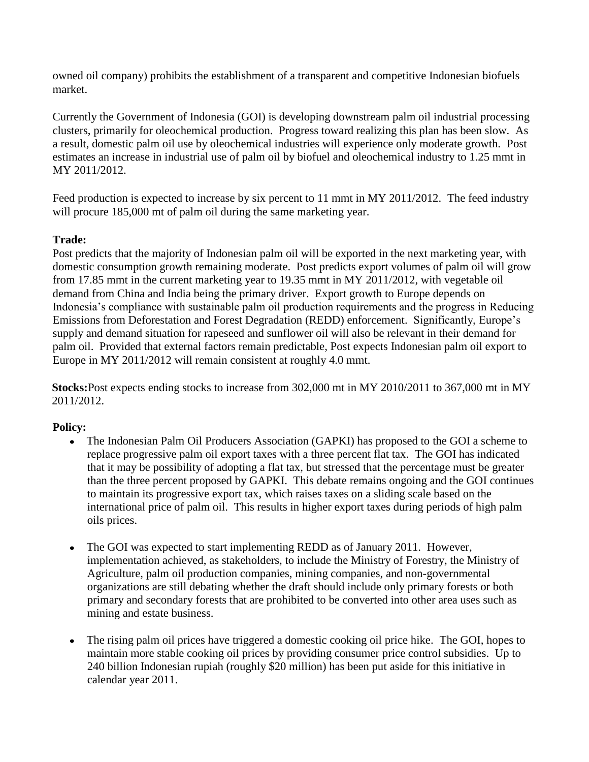owned oil company) prohibits the establishment of a transparent and competitive Indonesian biofuels market.

Currently the Government of Indonesia (GOI) is developing downstream palm oil industrial processing clusters, primarily for oleochemical production. Progress toward realizing this plan has been slow. As a result, domestic palm oil use by oleochemical industries will experience only moderate growth. Post estimates an increase in industrial use of palm oil by biofuel and oleochemical industry to 1.25 mmt in MY 2011/2012.

Feed production is expected to increase by six percent to 11 mmt in MY 2011/2012. The feed industry will procure 185,000 mt of palm oil during the same marketing year.

**Trade:**
Post predicts that the majority of Indonesian palm oil will be exported in the next marketing year, with domestic consumption growth remaining moderate. Post predicts export volumes of palm oil will grow from 17.85 mmt in the current marketing year to 19.35 mmt in MY 2011/2012, with vegetable oil demand from China and India being the primary driver. Export growth to Europe depends on Indonesia's compliance with sustainable palm oil production requirements and the progress in Reducing Emissions from Deforestation and Forest Degradation (REDD) enforcement. Significantly, Europe's supply and demand situation for rapeseed and sunflower oil will also be relevant in their demand for palm oil. Provided that external factors remain predictable, Post expects Indonesian palm oil export to Europe in MY 2011/2012 will remain consistent at roughly 4.0 mmt.

**Stocks:** Post expects ending stocks to increase from 302,000 mt in MY 2010/2011 to 367,000 mt in MY 2011/2012.

**Policy:**

- The Indonesian Palm Oil Producers Association (GAPKI) has proposed to the GOI a scheme to replace progressive palm oil export taxes with a three percent flat tax. The GOI has indicated that it may be possibility of adopting a flat tax, but stressed that the percentage must be greater than the three percent proposed by GAPKI. This debate remains ongoing and the GOI continues to maintain its progressive export tax, which raises taxes on a sliding scale based on the international price of palm oil. This results in higher export taxes during periods of high palm oils prices.

- The GOI was expected to start implementing REDD as of January 2011. However, implementation achieved, as stakeholders, to include the Ministry of Forestry, the Ministry of Agriculture, palm oil production companies, mining companies, and non-governmental organizations are still debating whether the draft should include only primary forests or both primary and secondary forests that are prohibited to be converted into other area uses such as mining and estate business.

- The rising palm oil prices have triggered a domestic cooking oil price hike. The GOI, hopes to maintain more stable cooking oil prices by providing consumer price control subsidies. Up to 240 billion Indonesian rupiah (roughly $20 million) has been put aside for this initiative in calendar year 2011.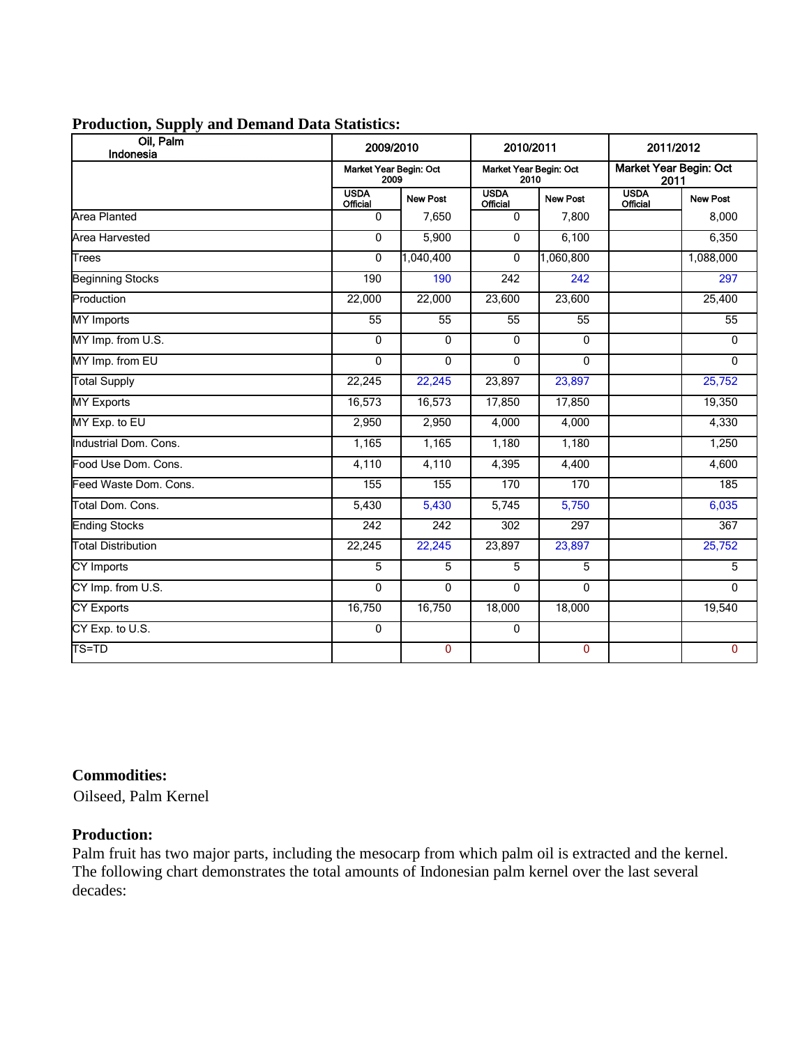**Production, Supply and Demand Data Statistics:**

| Oil, Palm Indonesia | 2009/2010 | | 2010/2011 | | 2011/2012 | |
|---|---|---|---|---|---|---|
| | Market Year Begin: Oct 2009 | | Market Year Begin: Oct 2010 | | Market Year Begin: Oct 2011 | |
| | USDA Official | New Post | USDA Official | New Post | USDA Official | New Post |
| Area Planted | 0 | 7,650 | 0 | 7,800 | | 8,000 |
| Area Harvested | 0 | 5,900 | 0 | 6,100 | | 6,350 |
| Trees | 0 | 1,040,400 | 0 | 1,060,800 | | 1,088,000 |
| Beginning Stocks | 190 | 190 | 242 | 242 | | 297 |
| Production | 22,000 | 22,000 | 23,600 | 23,600 | | 25,400 |
| MY Imports | 55 | 55 | 55 | 55 | | 55 |
| MY Imp. from U.S. | 0 | 0 | 0 | 0 | | 0 |
| MY Imp. from EU | 0 | 0 | 0 | 0 | | 0 |
| Total Supply | 22,245 | 22,245 | 23,897 | 23,897 | | 25,752 |
| MY Exports | 16,573 | 16,573 | 17,850 | 17,850 | | 19,350 |
| MY Exp. to EU | 2,950 | 2,950 | 4,000 | 4,000 | | 4,330 |
| Industrial Dom. Cons. | 1,165 | 1,165 | 1,180 | 1,180 | | 1,250 |
| Food Use Dom. Cons. | 4,110 | 4,110 | 4,395 | 4,400 | | 4,600 |
| Feed Waste Dom. Cons. | 155 | 155 | 170 | 170 | | 185 |
| Total Dom. Cons. | 5,430 | 5,430 | 5,745 | 5,750 | | 6,035 |
| Ending Stocks | 242 | 242 | 302 | 297 | | 367 |
| Total Distribution | 22,245 | 22,245 | 23,897 | 23,897 | | 25,752 |
| CY Imports | 5 | 5 | 5 | 5 | | 5 |
| CY Imp. from U.S. | 0 | 0 | 0 | 0 | | 0 |
| CY Exports | 16,750 | 16,750 | 18,000 | 18,000 | | 19,540 |
| CY Exp. to U.S. | 0 | | 0 | | | |
| TS=TD | | 0 | | 0 | | 0 |

**Commodities:**

Oilseed, Palm Kernel

**Production:**

Palm fruit has two major parts, including the mesocarp from which palm oil is extracted and the kernel. The following chart demonstrates the total amounts of Indonesian palm kernel over the last several decades: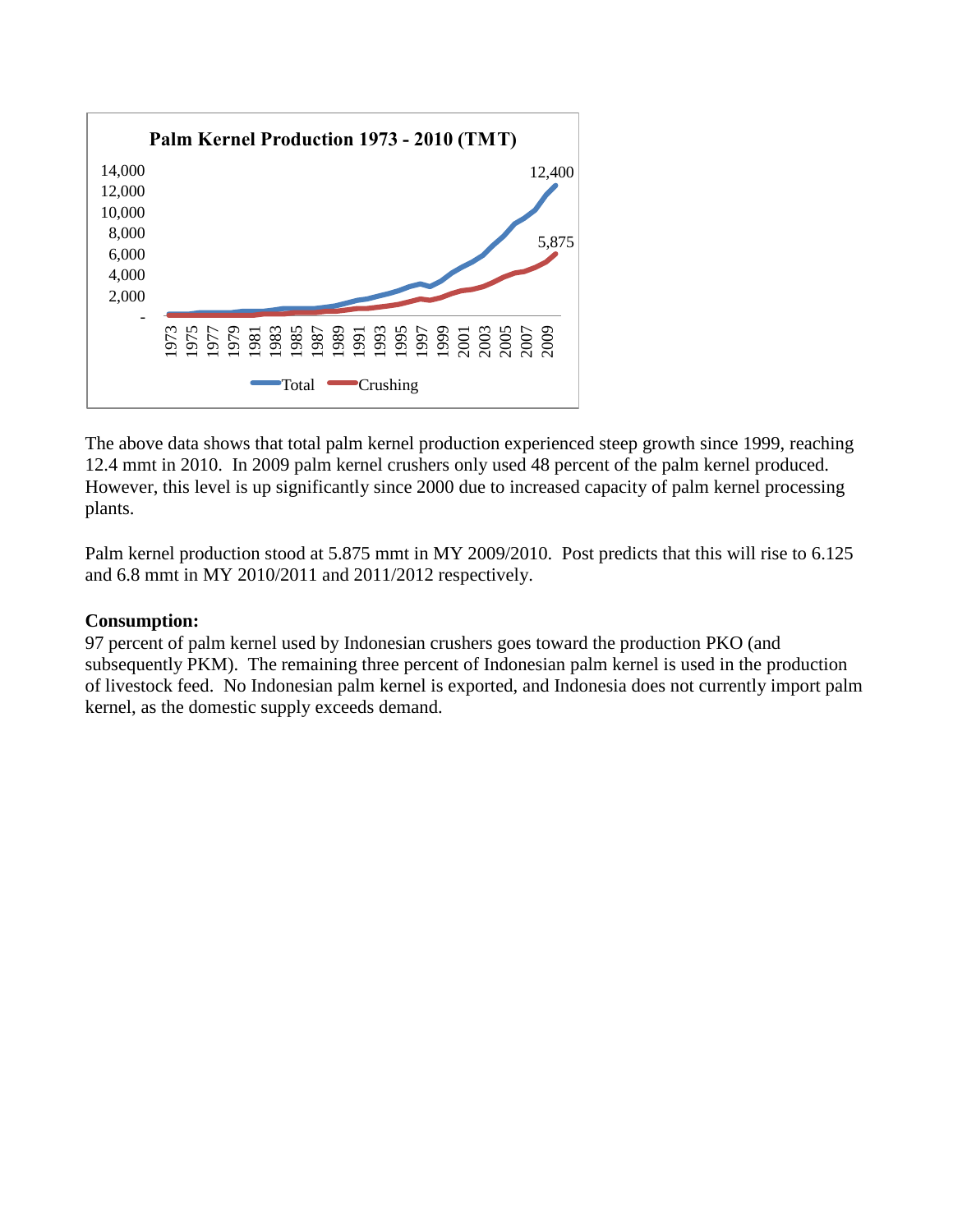The above data shows that total palm kernel production experienced steep growth since 1999, reaching 12.4 mmt in 2010. In 2009 palm kernel crushers only used 48 percent of the palm kernel produced. However, this level is up significantly since 2000 due to increased capacity of palm kernel processing plants.

Palm kernel production stood at 5.875 mmt in MY 2009/2010. Post predicts that this will rise to 6.125 and 6.8 mmt in MY 2010/2011 and 2011/2012 respectively.

**Consumption:**

97 percent of palm kernel used by Indonesian crushers goes toward the production PKO (and subsequently PKM). The remaining three percent of Indonesian palm kernel is used in the production of livestock feed. No Indonesian palm kernel is exported, and Indonesia does not currently import palm kernel, as the domestic supply exceeds demand.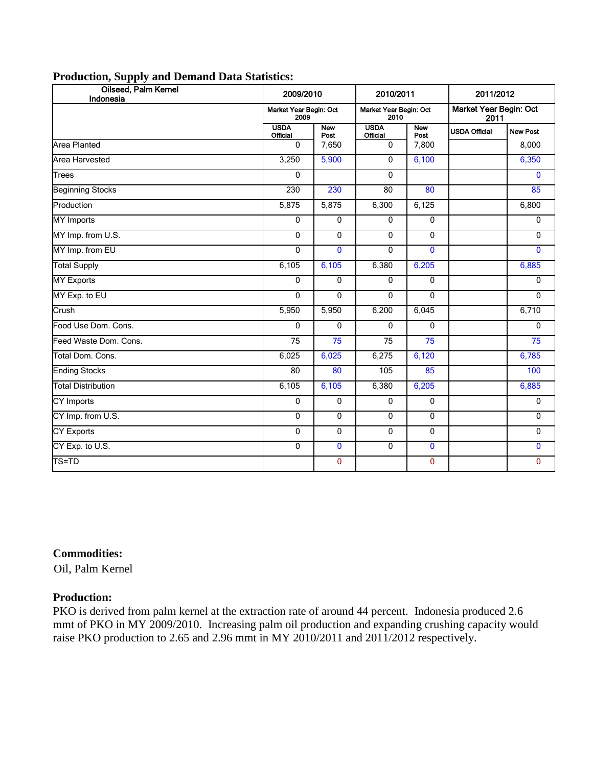**Production, Supply and Demand Data Statistics:**

| Oilseed, Palm Kernel Indonesia | 2009/2010 | | 2010/2011 | | 2011/2012 | |
|---|---|---|---|---|---|---|
| | Market Year Begin: Oct 2009 | | Market Year Begin: Oct 2010 | | Market Year Begin: Oct 2011 | |
| | USDA Official | New Post | USDA Official | New Post | USDA Official | New Post |
| Area Planted | 0 | 7,650 | 0 | 7,800 | | 8,000 |
| Area Harvested | 3,250 | 5,900 | 0 | 6,100 | | 6,350 |
| Trees | 0 | | 0 | | | 0 |
| Beginning Stocks | 230 | 230 | 80 | 80 | | 85 |
| Production | 5,875 | 5,875 | 6,300 | 6,125 | | 6,800 |
| MY Imports | 0 | 0 | 0 | 0 | | 0 |
| MY Imp. from U.S. | 0 | 0 | 0 | 0 | | 0 |
| MY Imp. from EU | 0 | 0 | 0 | 0 | | 0 |
| Total Supply | 6,105 | 6,105 | 6,380 | 6,205 | | 6,885 |
| MY Exports | 0 | 0 | 0 | 0 | | 0 |
| MY Exp. to EU | 0 | 0 | 0 | 0 | | 0 |
| Crush | 5,950 | 5,950 | 6,200 | 6,045 | | 6,710 |
| Food Use Dom. Cons. | 0 | 0 | 0 | 0 | | 0 |
| Feed Waste Dom. Cons. | 75 | 75 | 75 | 75 | | 75 |
| Total Dom. Cons. | 6,025 | 6,025 | 6,275 | 6,120 | | 6,785 |
| Ending Stocks | 80 | 80 | 105 | 85 | | 100 |
| Total Distribution | 6,105 | 6,105 | 6,380 | 6,205 | | 6,885 |
| CY Imports | 0 | 0 | 0 | 0 | | 0 |
| CY Imp. from U.S. | 0 | 0 | 0 | 0 | | 0 |
| CY Exports | 0 | 0 | 0 | 0 | | 0 |
| CY Exp. to U.S. | 0 | 0 | 0 | 0 | | 0 |
| TS=TD | | 0 | | 0 | | 0 |

**Commodities:**

Oil, Palm Kernel

**Production:**

PKO is derived from palm kernel at the extraction rate of around 44 percent. Indonesia produced 2.6 mmt of PKO in MY 2009/2010. Increasing palm oil production and expanding crushing capacity would raise PKO production to 2.65 and 2.96 mmt in MY 2010/2011 and 2011/2012 respectively.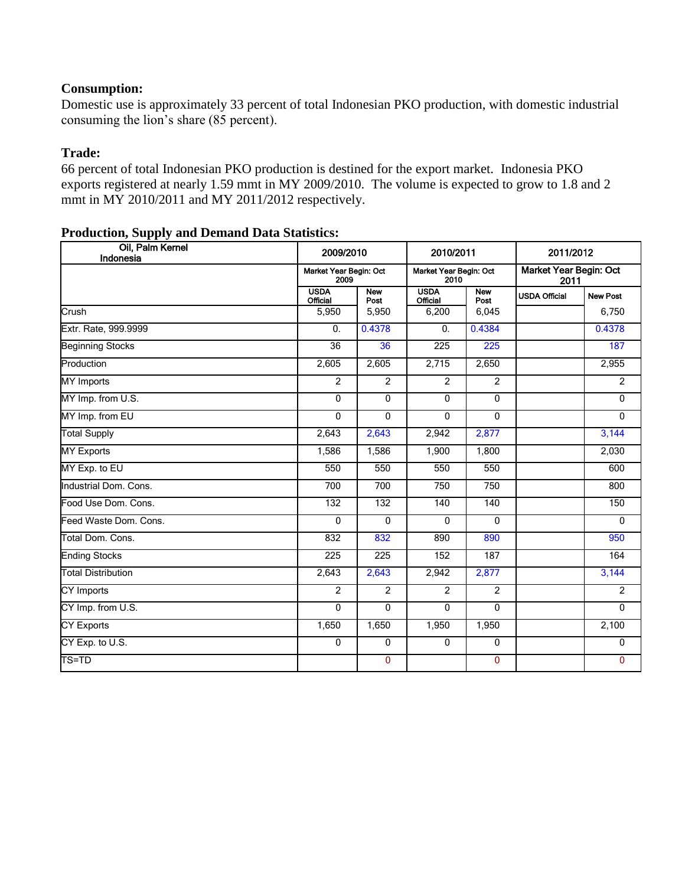**Consumption:**

Domestic use is approximately 33 percent of total Indonesian PKO production, with domestic industrial consuming the lion's share (85 percent).

**Trade:**

66 percent of total Indonesian PKO production is destined for the export market. Indonesia PKO exports registered at nearly 1.59 mmt in MY 2009/2010. The volume is expected to grow to 1.8 and 2 mmt in MY 2010/2011 and MY 2011/2012 respectively.

**Production, Supply and Demand Data Statistics:**

| Oil, Palm Kernel Indonesia | 2009/2010 | | 2010/2011 | | 2011/2012 | |
|---|---|---|---|---|---|---|
| | Market Year Begin: Oct 2009 | | Market Year Begin: Oct 2010 | | Market Year Begin: Oct 2011 | |
| | USDA Official | New Post | USDA Official | New Post | USDA Official | New Post |
| Crush | 5,950 | 5,950 | 6,200 | 6,045 | | 6,750 |
| Extr. Rate, 999.9999 | 0. | 0.4378 | 0. | 0.4384 | | 0.4378 |
| Beginning Stocks | 36 | 36 | 225 | 225 | | 187 |
| Production | 2,605 | 2,605 | 2,715 | 2,650 | | 2,955 |
| MY Imports | 2 | 2 | 2 | 2 | | 2 |
| MY Imp. from U.S. | 0 | 0 | 0 | 0 | | 0 |
| MY Imp. from EU | 0 | 0 | 0 | 0 | | 0 |
| Total Supply | 2,643 | 2,643 | 2,942 | 2,877 | | 3,144 |
| MY Exports | 1,586 | 1,586 | 1,900 | 1,800 | | 2,030 |
| MY Exp. to EU | 550 | 550 | 550 | 550 | | 600 |
| Industrial Dom. Cons. | 700 | 700 | 750 | 750 | | 800 |
| Food Use Dom. Cons. | 132 | 132 | 140 | 140 | | 150 |
| Feed Waste Dom. Cons. | 0 | 0 | 0 | 0 | | 0 |
| Total Dom. Cons. | 832 | 832 | 890 | 890 | | 950 |
| Ending Stocks | 225 | 225 | 152 | 187 | | 164 |
| Total Distribution | 2,643 | 2,643 | 2,942 | 2,877 | | 3,144 |
| CY Imports | 2 | 2 | 2 | 2 | | 2 |
| CY Imp. from U.S. | 0 | 0 | 0 | 0 | | 0 |
| CY Exports | 1,650 | 1,650 | 1,950 | 1,950 | | 2,100 |
| CY Exp. to U.S. | 0 | 0 | 0 | 0 | | 0 |
| TS=TD | | 0 | | 0 | | 0 |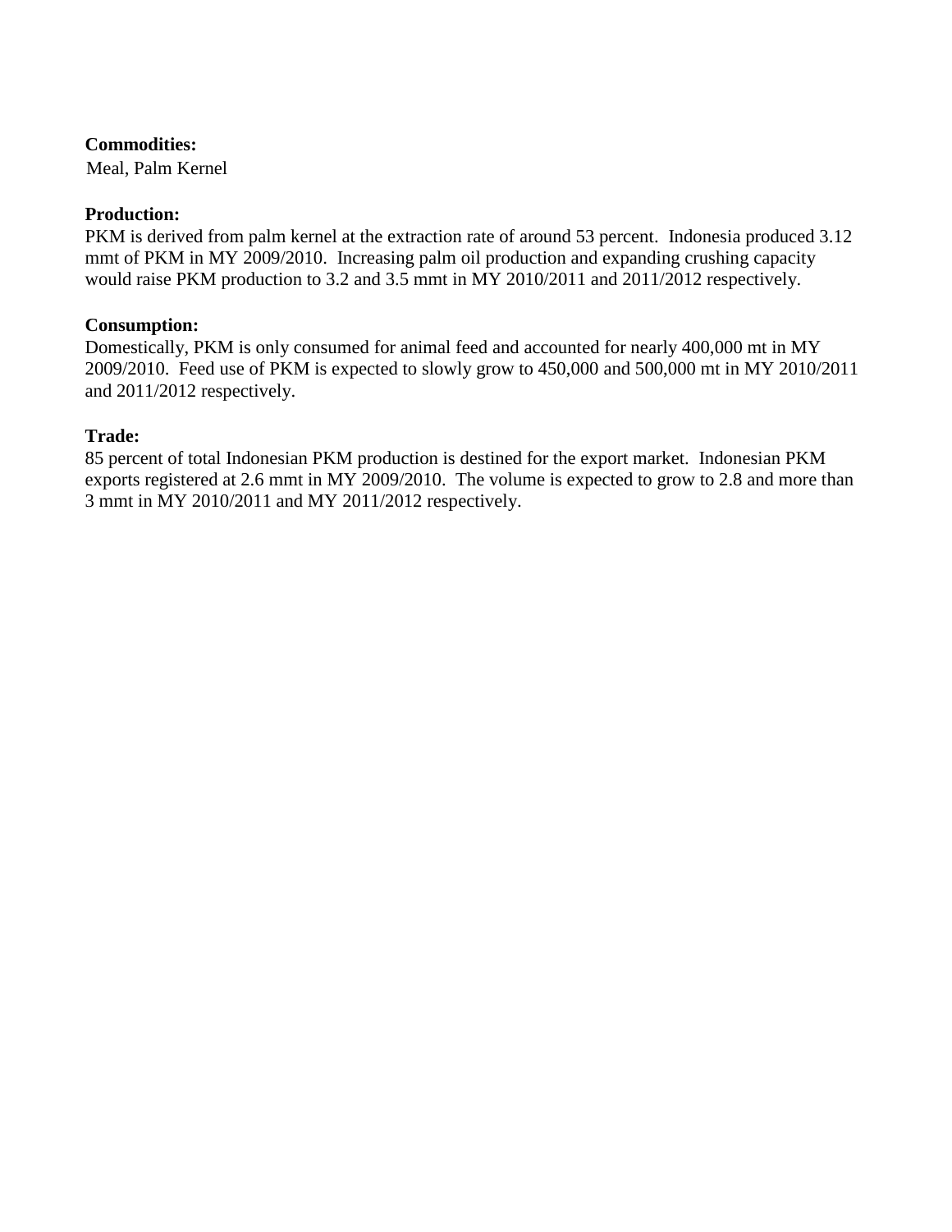**Commodities:**

Meal, Palm Kernel

**Production:**

PKM is derived from palm kernel at the extraction rate of around 53 percent. Indonesia produced 3.12 mmt of PKM in MY 2009/2010. Increasing palm oil production and expanding crushing capacity would raise PKM production to 3.2 and 3.5 mmt in MY 2010/2011 and 2011/2012 respectively.

**Consumption:**

Domestically, PKM is only consumed for animal feed and accounted for nearly 400,000 mt in MY 2009/2010. Feed use of PKM is expected to slowly grow to 450,000 and 500,000 mt in MY 2010/2011 and 2011/2012 respectively.

**Trade:**

85 percent of total Indonesian PKM production is destined for the export market. Indonesian PKM exports registered at 2.6 mmt in MY 2009/2010. The volume is expected to grow to 2.8 and more than 3 mmt in MY 2010/2011 and MY 2011/2012 respectively.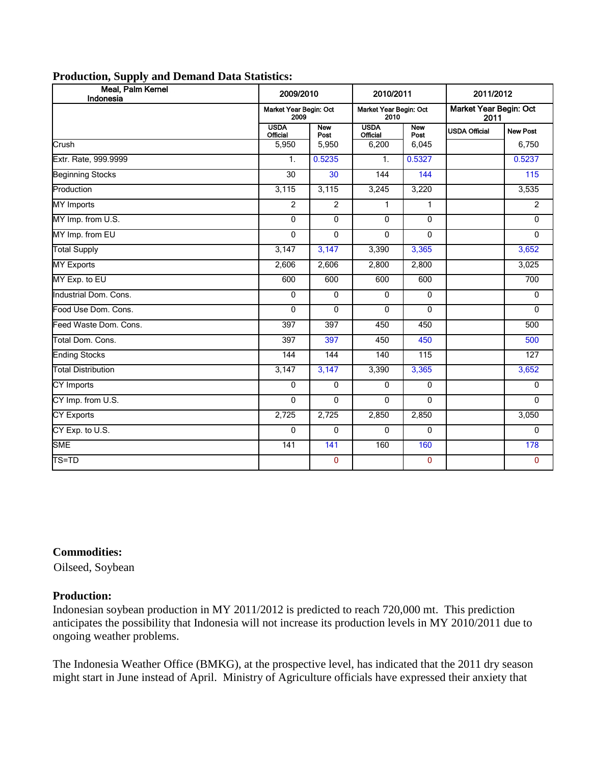**Production, Supply and Demand Data Statistics:**

| Meal, Palm Kernel Indonesia | 2009/2010 | | 2010/2011 | | 2011/2012 | |
|---|---|---|---|---|---|---|
| | Market Year Begin: Oct 2009 | | Market Year Begin: Oct 2010 | | Market Year Begin: Oct 2011 | |
| | USDA Official | New Post | USDA Official | New Post | USDA Official | New Post |
| Crush | 5,950 | 5,950 | 6,200 | 6,045 | | 6,750 |
| Extr. Rate, 999.9999 | 1. | 0.5235 | 1. | 0.5327 | | 0.5237 |
| Beginning Stocks | 30 | 30 | 144 | 144 | | 115 |
| Production | 3,115 | 3,115 | 3,245 | 3,220 | | 3,535 |
| MY Imports | 2 | 2 | 1 | 1 | | 2 |
| MY Imp. from U.S. | 0 | 0 | 0 | 0 | | 0 |
| MY Imp. from EU | 0 | 0 | 0 | 0 | | 0 |
| Total Supply | 3,147 | 3,147 | 3,390 | 3,365 | | 3,652 |
| MY Exports | 2,606 | 2,606 | 2,800 | 2,800 | | 3,025 |
| MY Exp. to EU | 600 | 600 | 600 | 600 | | 700 |
| Industrial Dom. Cons. | 0 | 0 | 0 | 0 | | 0 |
| Food Use Dom. Cons. | 0 | 0 | 0 | 0 | | 0 |
| Feed Waste Dom. Cons. | 397 | 397 | 450 | 450 | | 500 |
| Total Dom. Cons. | 397 | 397 | 450 | 450 | | 500 |
| Ending Stocks | 144 | 144 | 140 | 115 | | 127 |
| Total Distribution | 3,147 | 3,147 | 3,390 | 3,365 | | 3,652 |
| CY Imports | 0 | 0 | 0 | 0 | | 0 |
| CY Imp. from U.S. | 0 | 0 | 0 | 0 | | 0 |
| CY Exports | 2,725 | 2,725 | 2,850 | 2,850 | | 3,050 |
| CY Exp. to U.S. | 0 | 0 | 0 | 0 | | 0 |
| SME | 141 | 141 | 160 | 160 | | 178 |
| TS=TD | | 0 | | 0 | | 0 |

**Commodities:**

Oilseed, Soybean

**Production:**

Indonesian soybean production in MY 2011/2012 is predicted to reach 720,000 mt. This prediction anticipates the possibility that Indonesia will not increase its production levels in MY 2010/2011 due to ongoing weather problems.

The Indonesia Weather Office (BMKG), at the prospective level, has indicated that the 2011 dry season might start in June instead of April. Ministry of Agriculture officials have expressed their anxiety that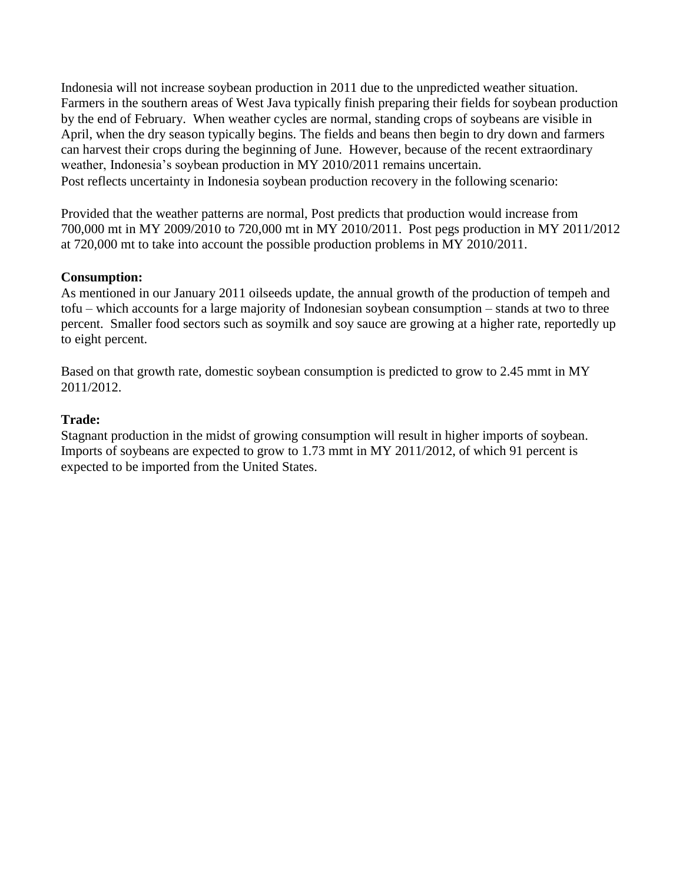Indonesia will not increase soybean production in 2011 due to the unpredicted weather situation. Farmers in the southern areas of West Java typically finish preparing their fields for soybean production by the end of February. When weather cycles are normal, standing crops of soybeans are visible in April, when the dry season typically begins. The fields and beans then begin to dry down and farmers can harvest their crops during the beginning of June. However, because of the recent extraordinary weather, Indonesia's soybean production in MY 2010/2011 remains uncertain.
Post reflects uncertainty in Indonesia soybean production recovery in the following scenario:

Provided that the weather patterns are normal, Post predicts that production would increase from 700,000 mt in MY 2009/2010 to 720,000 mt in MY 2010/2011. Post pegs production in MY 2011/2012 at 720,000 mt to take into account the possible production problems in MY 2010/2011.

**Consumption:**
As mentioned in our January 2011 oilseeds update, the annual growth of the production of tempeh and tofu – which accounts for a large majority of Indonesian soybean consumption – stands at two to three percent. Smaller food sectors such as soymilk and soy sauce are growing at a higher rate, reportedly up to eight percent.

Based on that growth rate, domestic soybean consumption is predicted to grow to 2.45 mmt in MY 2011/2012.

**Trade:**
Stagnant production in the midst of growing consumption will result in higher imports of soybean. Imports of soybeans are expected to grow to 1.73 mmt in MY 2011/2012, of which 91 percent is expected to be imported from the United States.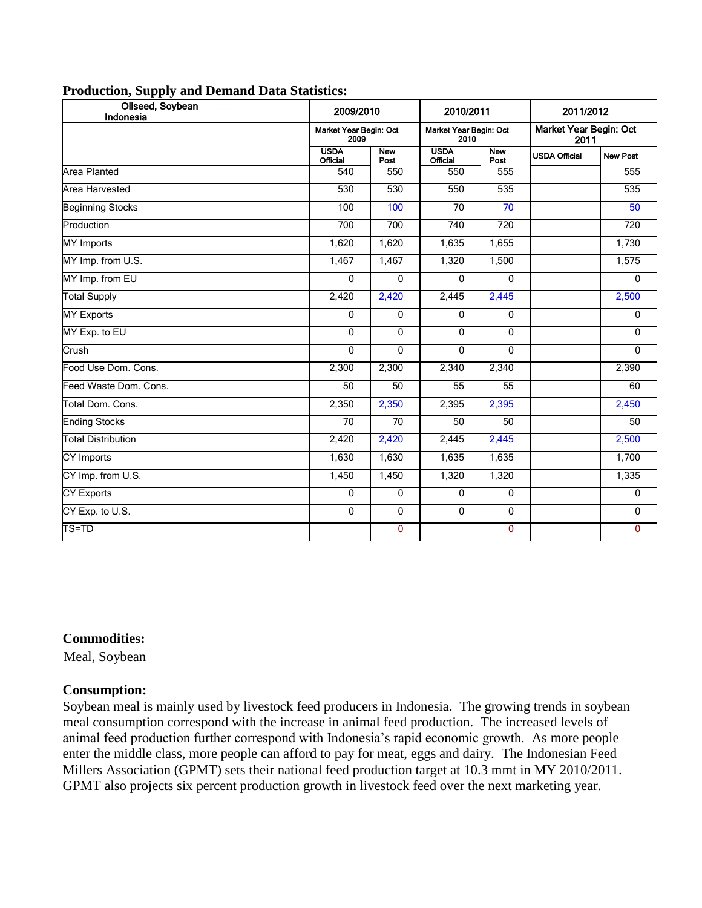**Production, Supply and Demand Data Statistics:**

| Oilseed, Soybean Indonesia | 2009/2010 | | 2010/2011 | | 2011/2012 | |
|---|---|---|---|---|---|---|
| | Market Year Begin: Oct 2009 | | Market Year Begin: Oct 2010 | | Market Year Begin: Oct 2011 | |
| | USDA Official | New Post | USDA Official | New Post | USDA Official | New Post |
| Area Planted | 540 | 550 | 550 | 555 | | 555 |
| Area Harvested | 530 | 530 | 550 | 535 | | 535 |
| Beginning Stocks | 100 | 100 | 70 | 70 | | 50 |
| Production | 700 | 700 | 740 | 720 | | 720 |
| MY Imports | 1,620 | 1,620 | 1,635 | 1,655 | | 1,730 |
| MY Imp. from U.S. | 1,467 | 1,467 | 1,320 | 1,500 | | 1,575 |
| MY Imp. from EU | 0 | 0 | 0 | 0 | | 0 |
| Total Supply | 2,420 | 2,420 | 2,445 | 2,445 | | 2,500 |
| MY Exports | 0 | 0 | 0 | 0 | | 0 |
| MY Exp. to EU | 0 | 0 | 0 | 0 | | 0 |
| Crush | 0 | 0 | 0 | 0 | | 0 |
| Food Use Dom. Cons. | 2,300 | 2,300 | 2,340 | 2,340 | | 2,390 |
| Feed Waste Dom. Cons. | 50 | 50 | 55 | 55 | | 60 |
| Total Dom. Cons. | 2,350 | 2,350 | 2,395 | 2,395 | | 2,450 |
| Ending Stocks | 70 | 70 | 50 | 50 | | 50 |
| Total Distribution | 2,420 | 2,420 | 2,445 | 2,445 | | 2,500 |
| CY Imports | 1,630 | 1,630 | 1,635 | 1,635 | | 1,700 |
| CY Imp. from U.S. | 1,450 | 1,450 | 1,320 | 1,320 | | 1,335 |
| CY Exports | 0 | 0 | 0 | 0 | | 0 |
| CY Exp. to U.S. | 0 | 0 | 0 | 0 | | 0 |
| TS=TD | | 0 | | 0 | | 0 |

**Commodities:**

Meal, Soybean

**Consumption:**

Soybean meal is mainly used by livestock feed producers in Indonesia. The growing trends in soybean meal consumption correspond with the increase in animal feed production. The increased levels of animal feed production further correspond with Indonesia's rapid economic growth. As more people enter the middle class, more people can afford to pay for meat, eggs and dairy. The Indonesian Feed Millers Association (GPMT) sets their national feed production target at 10.3 mmt in MY 2010/2011. GPMT also projects six percent production growth in livestock feed over the next marketing year.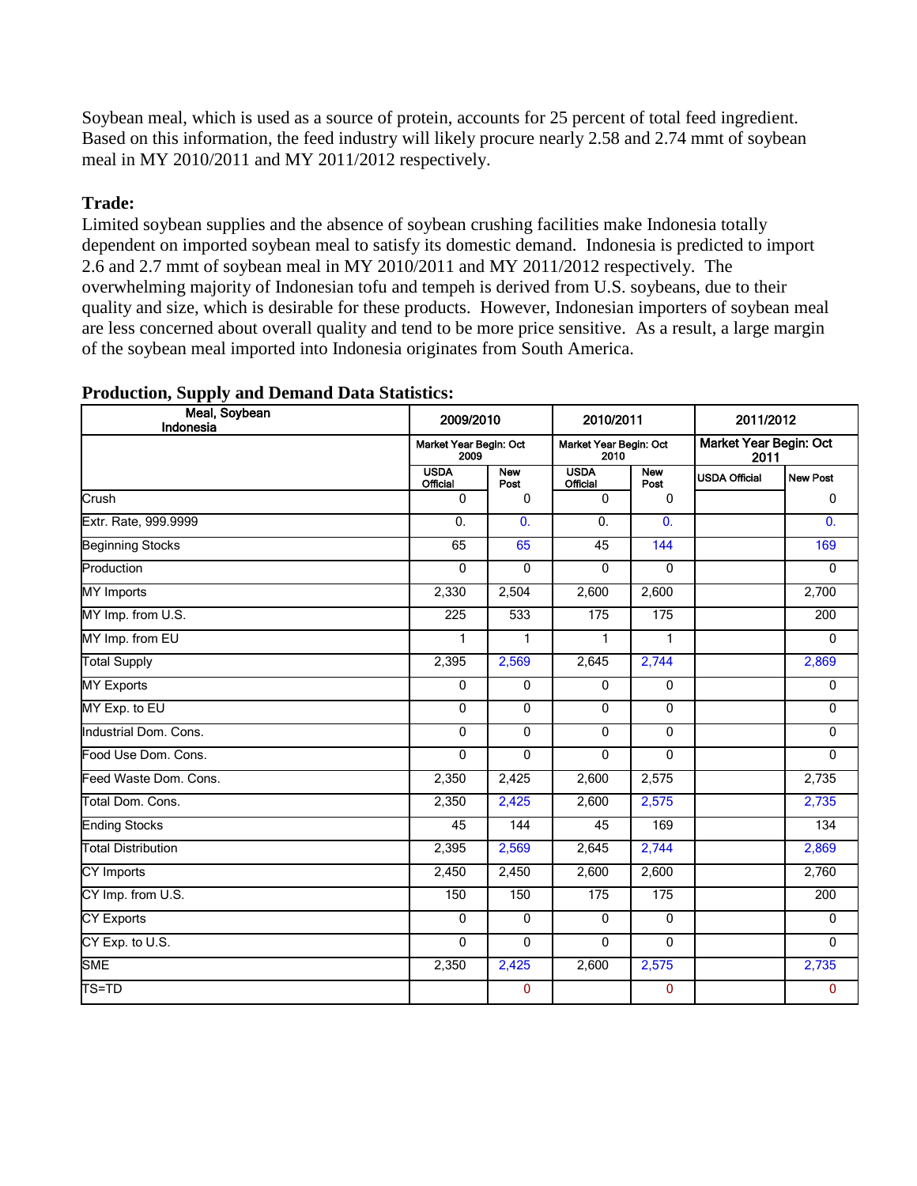Soybean meal, which is used as a source of protein, accounts for 25 percent of total feed ingredient. Based on this information, the feed industry will likely procure nearly 2.58 and 2.74 mmt of soybean meal in MY 2010/2011 and MY 2011/2012 respectively.

**Trade:**

Limited soybean supplies and the absence of soybean crushing facilities make Indonesia totally dependent on imported soybean meal to satisfy its domestic demand. Indonesia is predicted to import 2.6 and 2.7 mmt of soybean meal in MY 2010/2011 and MY 2011/2012 respectively. The overwhelming majority of Indonesian tofu and tempeh is derived from U.S. soybeans, due to their quality and size, which is desirable for these products. However, Indonesian importers of soybean meal are less concerned about overall quality and tend to be more price sensitive. As a result, a large margin of the soybean meal imported into Indonesia originates from South America.

**Production, Supply and Demand Data Statistics:**

| Meal, Soybean Indonesia | 2009/2010 | | 2010/2011 | | 2011/2012 | |
|---|---|---|---|---|---|---|
| | Market Year Begin: Oct 2009 | | Market Year Begin: Oct 2010 | | Market Year Begin: Oct 2011 | |
| | USDA Official | New Post | USDA Official | New Post | USDA Official | New Post |
| Crush | 0 | 0 | 0 | 0 | | 0 |
| Extr. Rate, 999.9999 | 0. | 0. | 0. | 0. | | 0. |
| Beginning Stocks | 65 | 65 | 45 | 144 | | 169 |
| Production | 0 | 0 | 0 | 0 | | 0 |
| MY Imports | 2,330 | 2,504 | 2,600 | 2,600 | | 2,700 |
| MY Imp. from U.S. | 225 | 533 | 175 | 175 | | 200 |
| MY Imp. from EU | 1 | 1 | 1 | 1 | | 0 |
| Total Supply | 2,395 | 2,569 | 2,645 | 2,744 | | 2,869 |
| MY Exports | 0 | 0 | 0 | 0 | | 0 |
| MY Exp. to EU | 0 | 0 | 0 | 0 | | 0 |
| Industrial Dom. Cons. | 0 | 0 | 0 | 0 | | 0 |
| Food Use Dom. Cons. | 0 | 0 | 0 | 0 | | 0 |
| Feed Waste Dom. Cons. | 2,350 | 2,425 | 2,600 | 2,575 | | 2,735 |
| Total Dom. Cons. | 2,350 | 2,425 | 2,600 | 2,575 | | 2,735 |
| Ending Stocks | 45 | 144 | 45 | 169 | | 134 |
| Total Distribution | 2,395 | 2,569 | 2,645 | 2,744 | | 2,869 |
| CY Imports | 2,450 | 2,450 | 2,600 | 2,600 | | 2,760 |
| CY Imp. from U.S. | 150 | 150 | 175 | 175 | | 200 |
| CY Exports | 0 | 0 | 0 | 0 | | 0 |
| CY Exp. to U.S. | 0 | 0 | 0 | 0 | | 0 |
| SME | 2,350 | 2,425 | 2,600 | 2,575 | | 2,735 |
| TS=TD | | 0 | | 0 | | 0 |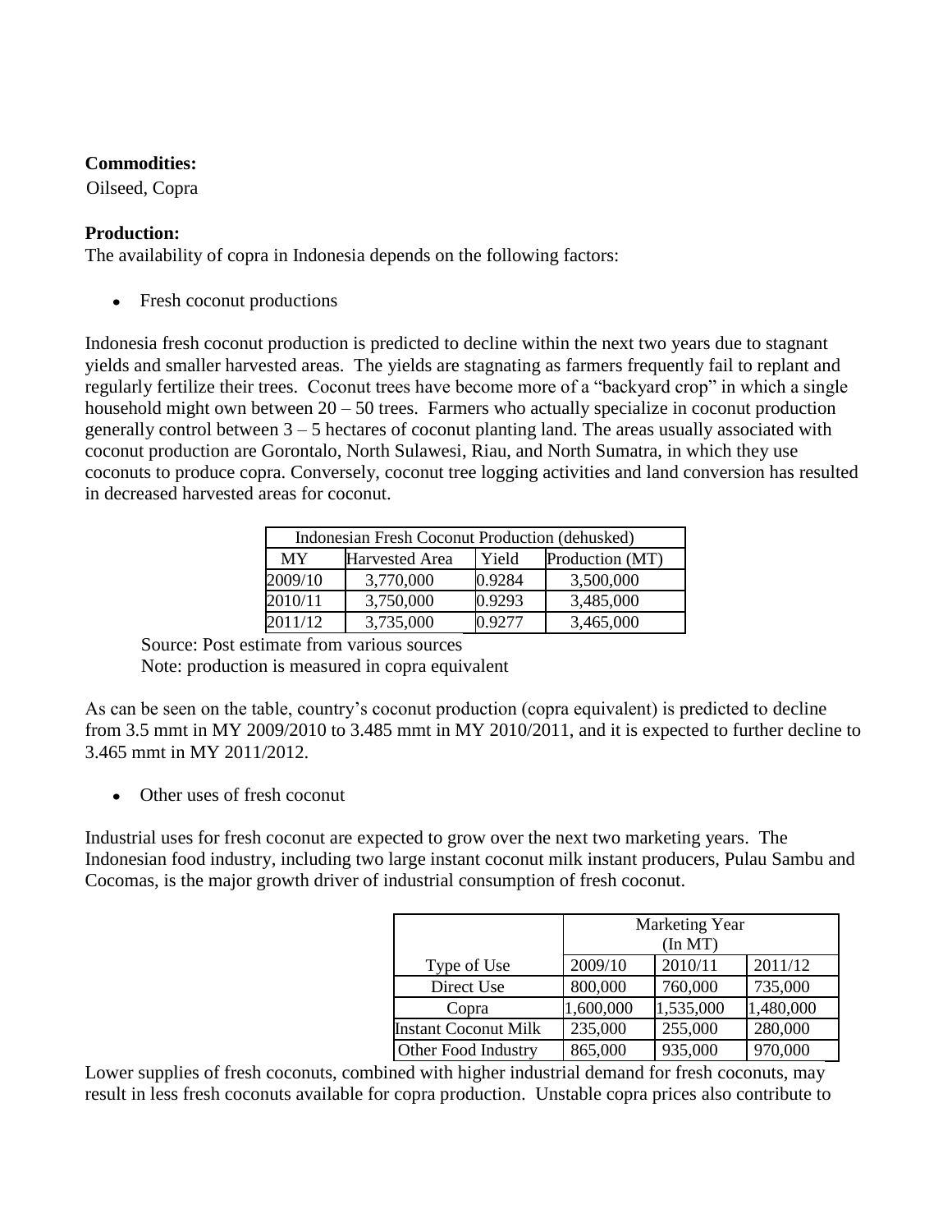**Commodities:**

Oilseed, Copra

**Production:**

The availability of copra in Indonesia depends on the following factors:

- Fresh coconut productions

Indonesia fresh coconut production is predicted to decline within the next two years due to stagnant yields and smaller harvested areas. The yields are stagnating as farmers frequently fail to replant and regularly fertilize their trees. Coconut trees have become more of a "backyard crop" in which a single household might own between 20 – 50 trees. Farmers who actually specialize in coconut production generally control between 3 – 5 hectares of coconut planting land. The areas usually associated with coconut production are Gorontalo, North Sulawesi, Riau, and North Sumatra, in which they use coconuts to produce copra. Conversely, coconut tree logging activities and land conversion has resulted in decreased harvested areas for coconut.

| Indonesian Fresh Coconut Production (dehusked) | | | |
|---|---|---|---|
| MY | Harvested Area | Yield | Production (MT) |
| 2009/10 | 3,770,000 | 0.9284 | 3,500,000 |
| 2010/11 | 3,750,000 | 0.9293 | 3,485,000 |
| 2011/12 | 3,735,000 | 0.9277 | 3,465,000 |

Source: Post estimate from various sources

Note: production is measured in copra equivalent

As can be seen on the table, country's coconut production (copra equivalent) is predicted to decline from 3.5 mmt in MY 2009/2010 to 3.485 mmt in MY 2010/2011, and it is expected to further decline to 3.465 mmt in MY 2011/2012.

- Other uses of fresh coconut

Industrial uses for fresh coconut are expected to grow over the next two marketing years. The Indonesian food industry, including two large instant coconut milk instant producers, Pulau Sambu and Cocomas, is the major growth driver of industrial consumption of fresh coconut.

| | Marketing Year (In MT) | | |
|---|---|---|---|
| Type of Use | 2009/10 | 2010/11 | 2011/12 |
| Direct Use | 800,000 | 760,000 | 735,000 |
| Copra | 1,600,000 | 1,535,000 | 1,480,000 |
| Instant Coconut Milk | 235,000 | 255,000 | 280,000 |
| Other Food Industry | 865,000 | 935,000 | 970,000 |

Lower supplies of fresh coconuts, combined with higher industrial demand for fresh coconuts, may result in less fresh coconuts available for copra production. Unstable copra prices also contribute to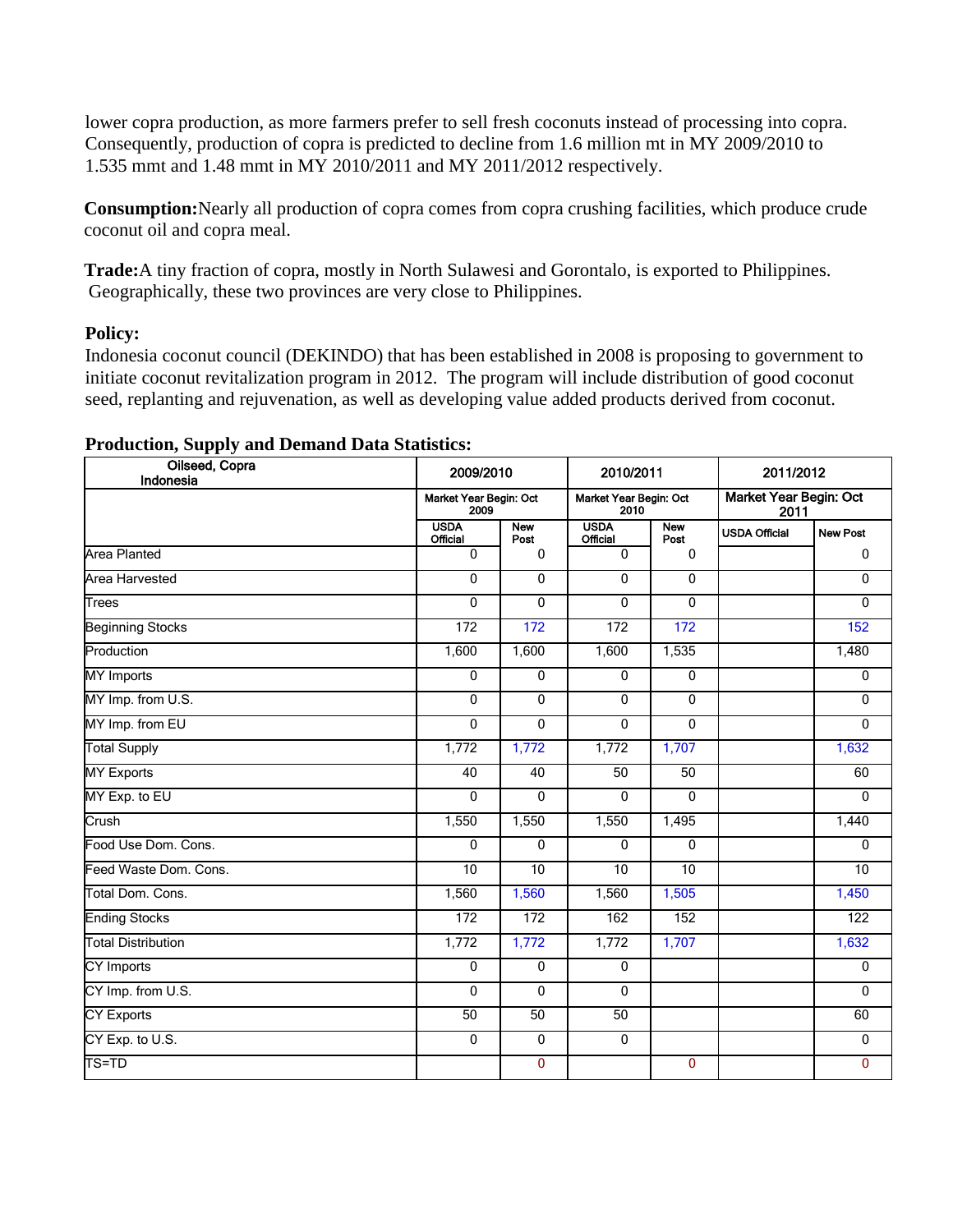lower copra production, as more farmers prefer to sell fresh coconuts instead of processing into copra. Consequently, production of copra is predicted to decline from 1.6 million mt in MY 2009/2010 to 1.535 mmt and 1.48 mmt in MY 2010/2011 and MY 2011/2012 respectively.

**Consumption:** Nearly all production of copra comes from copra crushing facilities, which produce crude coconut oil and copra meal.

**Trade:** A tiny fraction of copra, mostly in North Sulawesi and Gorontalo, is exported to Philippines. Geographically, these two provinces are very close to Philippines.

**Policy:**

Indonesia coconut council (DEKINDO) that has been established in 2008 is proposing to government to initiate coconut revitalization program in 2012. The program will include distribution of good coconut seed, replanting and rejuvenation, as well as developing value added products derived from coconut.

**Production, Supply and Demand Data Statistics:**

| Oilseed, Copra Indonesia | 2009/2010 | | 2010/2011 | | 2011/2012 | |
|---|---|---|---|---|---|---|
| | Market Year Begin: Oct 2009 | | Market Year Begin: Oct 2010 | | Market Year Begin: Oct 2011 | |
| | USDA Official | New Post | USDA Official | New Post | USDA Official | New Post |
| Area Planted | 0 | 0 | 0 | 0 | | 0 |
| Area Harvested | 0 | 0 | 0 | 0 | | 0 |
| Trees | 0 | 0 | 0 | 0 | | 0 |
| Beginning Stocks | 172 | 172 | 172 | 172 | | 152 |
| Production | 1,600 | 1,600 | 1,600 | 1,535 | | 1,480 |
| MY Imports | 0 | 0 | 0 | 0 | | 0 |
| MY Imp. from U.S. | 0 | 0 | 0 | 0 | | 0 |
| MY Imp. from EU | 0 | 0 | 0 | 0 | | 0 |
| Total Supply | 1,772 | 1,772 | 1,772 | 1,707 | | 1,632 |
| MY Exports | 40 | 40 | 50 | 50 | | 60 |
| MY Exp. to EU | 0 | 0 | 0 | 0 | | 0 |
| Crush | 1,550 | 1,550 | 1,550 | 1,495 | | 1,440 |
| Food Use Dom. Cons. | 0 | 0 | 0 | 0 | | 0 |
| Feed Waste Dom. Cons. | 10 | 10 | 10 | 10 | | 10 |
| Total Dom. Cons. | 1,560 | 1,560 | 1,560 | 1,505 | | 1,450 |
| Ending Stocks | 172 | 172 | 162 | 152 | | 122 |
| Total Distribution | 1,772 | 1,772 | 1,772 | 1,707 | | 1,632 |
| CY Imports | 0 | 0 | 0 | | | 0 |
| CY Imp. from U.S. | 0 | 0 | 0 | | | 0 |
| CY Exports | 50 | 50 | 50 | | | 60 |
| CY Exp. to U.S. | 0 | 0 | 0 | | | 0 |
| TS=TD | | 0 | | 0 | | 0 |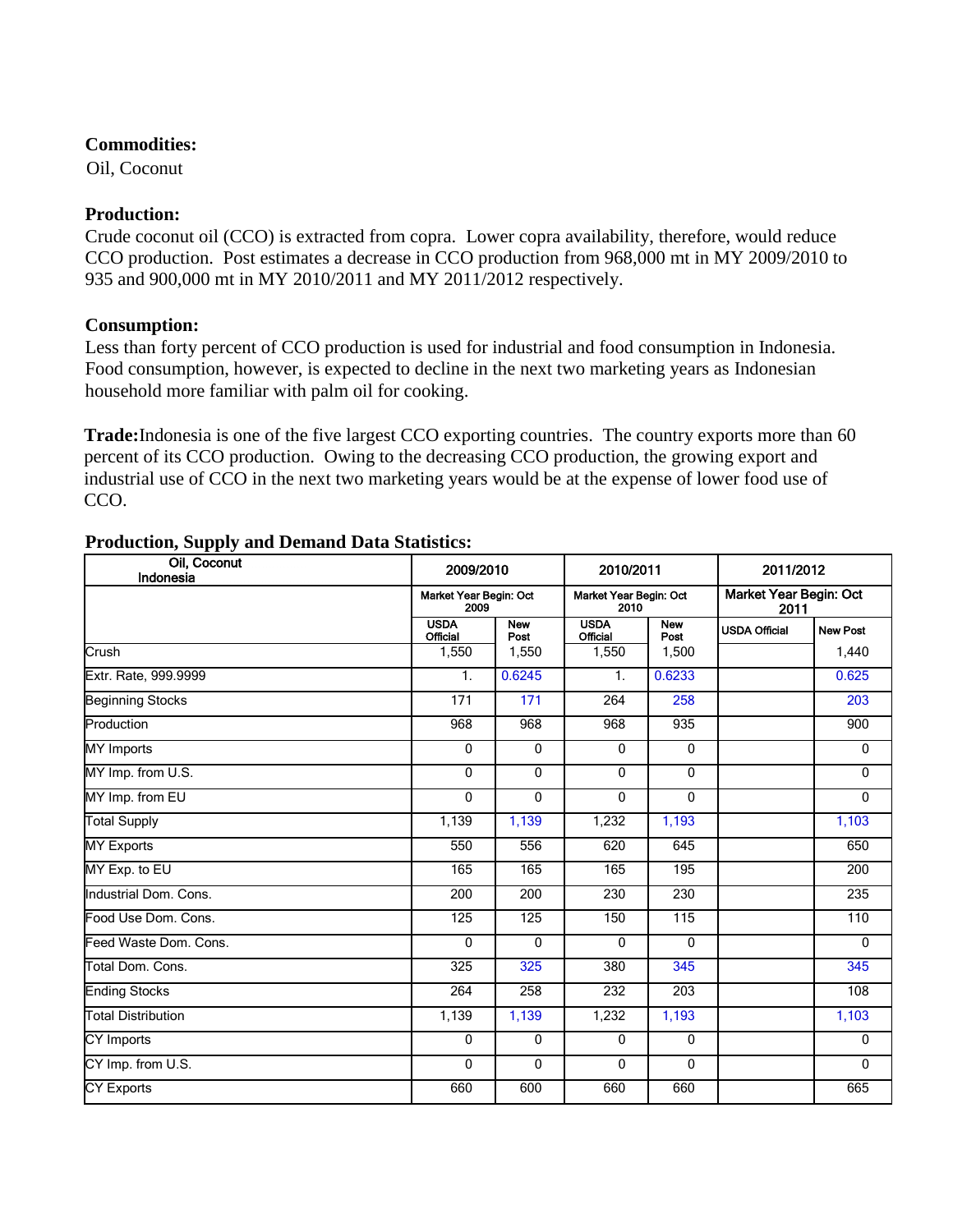**Commodities:**

Oil, Coconut

**Production:**

Crude coconut oil (CCO) is extracted from copra. Lower copra availability, therefore, would reduce CCO production. Post estimates a decrease in CCO production from 968,000 mt in MY 2009/2010 to 935 and 900,000 mt in MY 2010/2011 and MY 2011/2012 respectively.

**Consumption:**

Less than forty percent of CCO production is used for industrial and food consumption in Indonesia. Food consumption, however, is expected to decline in the next two marketing years as Indonesian household more familiar with palm oil for cooking.

**Trade:** Indonesia is one of the five largest CCO exporting countries. The country exports more than 60 percent of its CCO production. Owing to the decreasing CCO production, the growing export and industrial use of CCO in the next two marketing years would be at the expense of lower food use of CCO.

**Production, Supply and Demand Data Statistics:**

| Oil, Coconut Indonesia | 2009/2010 | | 2010/2011 | | 2011/2012 | |
|---|---|---|---|---|---|---|
| | Market Year Begin: Oct 2009 | | Market Year Begin: Oct 2010 | | Market Year Begin: Oct 2011 | |
| | USDA Official | New Post | USDA Official | New Post | USDA Official | New Post |
| Crush | 1,550 | 1,550 | 1,550 | 1,500 | | 1,440 |
| Extr. Rate, 999.9999 | 1. | 0.6245 | 1. | 0.6233 | | 0.625 |
| Beginning Stocks | 171 | 171 | 264 | 258 | | 203 |
| Production | 968 | 968 | 968 | 935 | | 900 |
| MY Imports | 0 | 0 | 0 | 0 | | 0 |
| MY Imp. from U.S. | 0 | 0 | 0 | 0 | | 0 |
| MY Imp. from EU | 0 | 0 | 0 | 0 | | 0 |
| Total Supply | 1,139 | 1,139 | 1,232 | 1,193 | | 1,103 |
| MY Exports | 550 | 556 | 620 | 645 | | 650 |
| MY Exp. to EU | 165 | 165 | 165 | 195 | | 200 |
| Industrial Dom. Cons. | 200 | 200 | 230 | 230 | | 235 |
| Food Use Dom. Cons. | 125 | 125 | 150 | 115 | | 110 |
| Feed Waste Dom. Cons. | 0 | 0 | 0 | 0 | | 0 |
| Total Dom. Cons. | 325 | 325 | 380 | 345 | | 345 |
| Ending Stocks | 264 | 258 | 232 | 203 | | 108 |
| Total Distribution | 1,139 | 1,139 | 1,232 | 1,193 | | 1,103 |
| CY Imports | 0 | 0 | 0 | 0 | | 0 |
| CY Imp. from U.S. | 0 | 0 | 0 | 0 | | 0 |
| CY Exports | 660 | 600 | 660 | 660 | | 665 |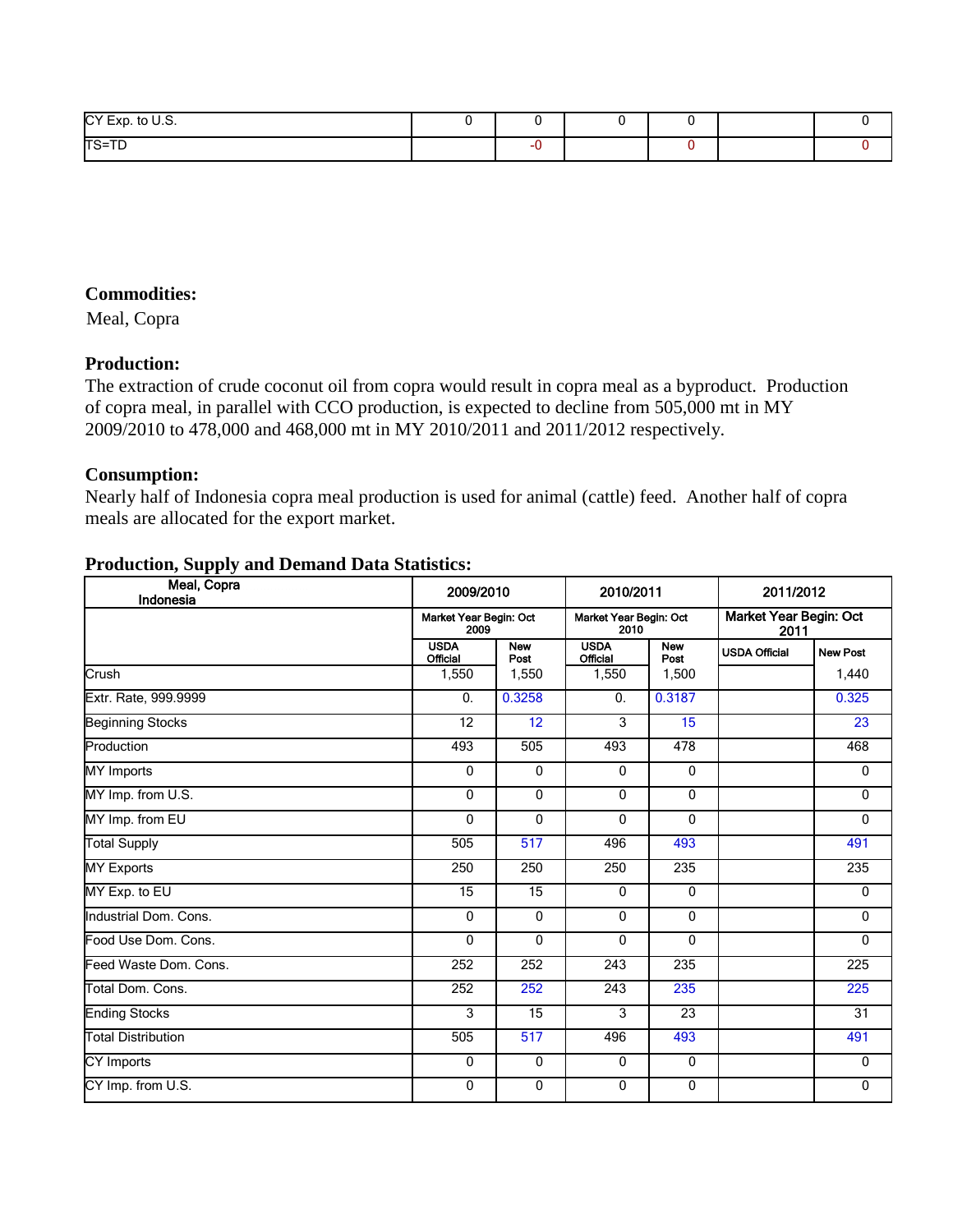| CY Exp. to U.S. | 0 | 0 | 0 | 0 | | 0 |
| --- | --- | --- | --- | --- | --- | --- |
| TS=TD | | -0 | | 0 | | 0 |

**Commodities:**

Meal, Copra

**Production:**

The extraction of crude coconut oil from copra would result in copra meal as a byproduct. Production of copra meal, in parallel with CCO production, is expected to decline from 505,000 mt in MY 2009/2010 to 478,000 and 468,000 mt in MY 2010/2011 and 2011/2012 respectively.

**Consumption:**

Nearly half of Indonesia copra meal production is used for animal (cattle) feed. Another half of copra meals are allocated for the export market.

**Production, Supply and Demand Data Statistics:**

| Meal, Copra Indonesia | 2009/2010 | | 2010/2011 | | 2011/2012 | |
| --- | --- | --- | --- | --- | --- | --- |
| | Market Year Begin: Oct 2009 | | Market Year Begin: Oct 2010 | | Market Year Begin: Oct 2011 | |
| | USDA Official | New Post | USDA Official | New Post | USDA Official | New Post |
| Crush | 1,550 | 1,550 | 1,550 | 1,500 | | 1,440 |
| Extr. Rate, 999.9999 | 0. | 0.3258 | 0. | 0.3187 | | 0.325 |
| Beginning Stocks | 12 | 12 | 3 | 15 | | 23 |
| Production | 493 | 505 | 493 | 478 | | 468 |
| MY Imports | 0 | 0 | 0 | 0 | | 0 |
| MY Imp. from U.S. | 0 | 0 | 0 | 0 | | 0 |
| MY Imp. from EU | 0 | 0 | 0 | 0 | | 0 |
| Total Supply | 505 | 517 | 496 | 493 | | 491 |
| MY Exports | 250 | 250 | 250 | 235 | | 235 |
| MY Exp. to EU | 15 | 15 | 0 | 0 | | 0 |
| Industrial Dom. Cons. | 0 | 0 | 0 | 0 | | 0 |
| Food Use Dom. Cons. | 0 | 0 | 0 | 0 | | 0 |
| Feed Waste Dom. Cons. | 252 | 252 | 243 | 235 | | 225 |
| Total Dom. Cons. | 252 | 252 | 243 | 235 | | 225 |
| Ending Stocks | 3 | 15 | 3 | 23 | | 31 |
| Total Distribution | 505 | 517 | 496 | 493 | | 491 |
| CY Imports | 0 | 0 | 0 | 0 | | 0 |
| CY Imp. from U.S. | 0 | 0 | 0 | 0 | | 0 |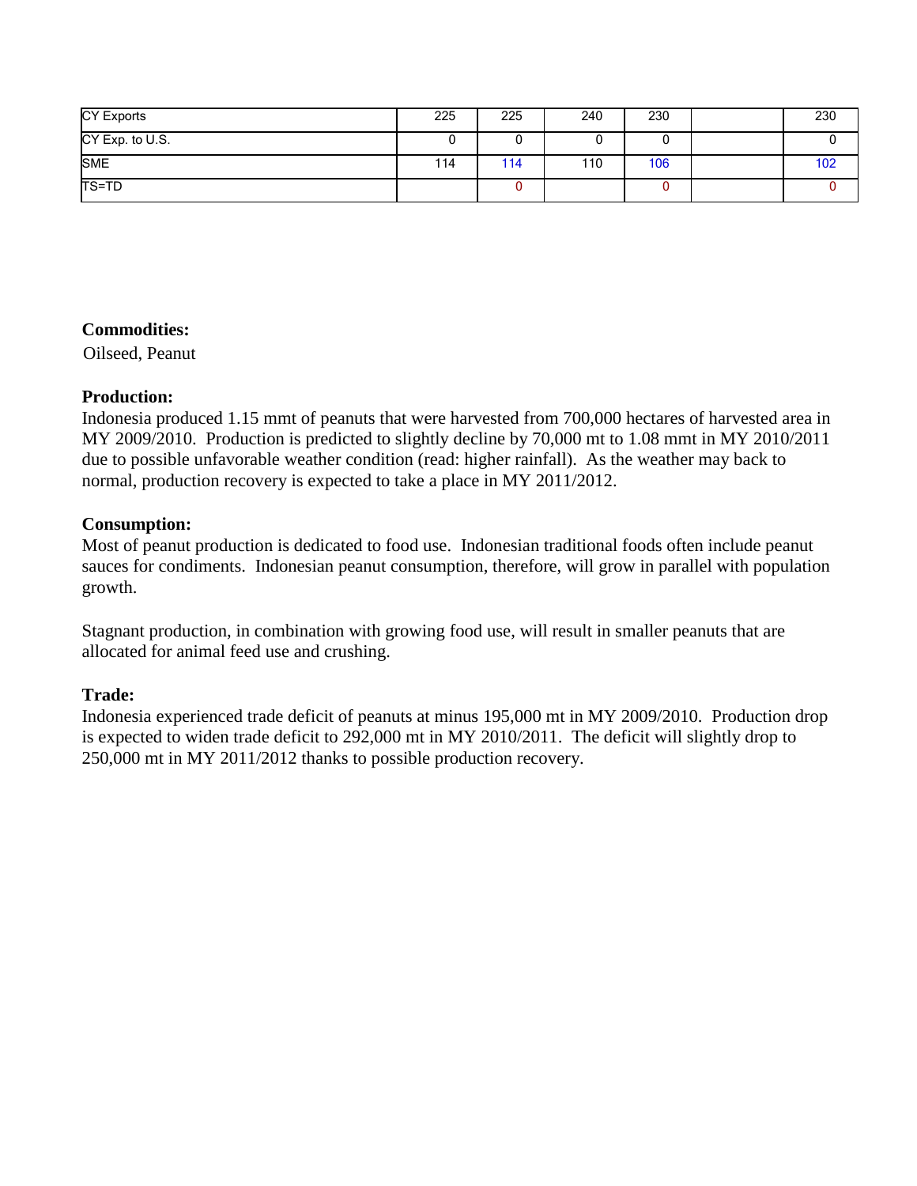| | | | | | | |
|---|---|---|---|---|---|---|
| CY Exports | 225 | 225 | 240 | 230 | | 230 |
| CY Exp. to U.S. | 0 | 0 | 0 | 0 | | 0 |
| SME | 114 | 114 | 110 | 106 | | 102 |
| TS=TD | | 0 | | 0 | | 0 |

**Commodities:**

Oilseed, Peanut

**Production:**

Indonesia produced 1.15 mmt of peanuts that were harvested from 700,000 hectares of harvested area in MY 2009/2010. Production is predicted to slightly decline by 70,000 mt to 1.08 mmt in MY 2010/2011 due to possible unfavorable weather condition (read: higher rainfall). As the weather may back to normal, production recovery is expected to take a place in MY 2011/2012.

**Consumption:**

Most of peanut production is dedicated to food use. Indonesian traditional foods often include peanut sauces for condiments. Indonesian peanut consumption, therefore, will grow in parallel with population growth.

Stagnant production, in combination with growing food use, will result in smaller peanuts that are allocated for animal feed use and crushing.

**Trade:**

Indonesia experienced trade deficit of peanuts at minus 195,000 mt in MY 2009/2010. Production drop is expected to widen trade deficit to 292,000 mt in MY 2010/2011. The deficit will slightly drop to 250,000 mt in MY 2011/2012 thanks to possible production recovery.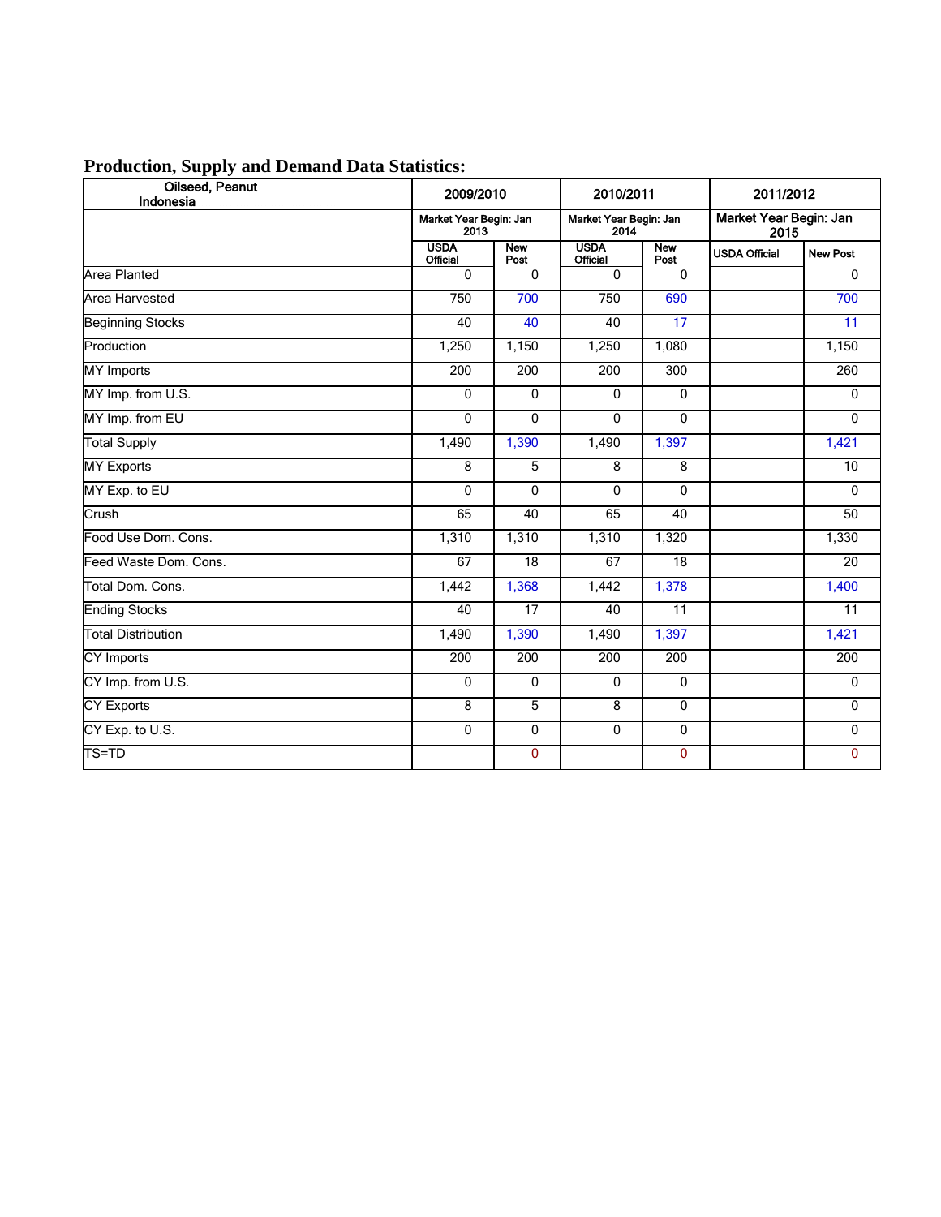## Production, Supply and Demand Data Statistics:

| Oilseed, Peanut Indonesia | 2009/2010 | | 2010/2011 | | 2011/2012 | |
|---|---|---|---|---|---|---|
| | Market Year Begin: Jan 2013 | | Market Year Begin: Jan 2014 | | Market Year Begin: Jan 2015 | |
| | USDA Official | New Post | USDA Official | New Post | USDA Official | New Post |
| Area Planted | 0 | 0 | 0 | 0 | | 0 |
| Area Harvested | 750 | 700 | 750 | 690 | | 700 |
| Beginning Stocks | 40 | 40 | 40 | 17 | | 11 |
| Production | 1,250 | 1,150 | 1,250 | 1,080 | | 1,150 |
| MY Imports | 200 | 200 | 200 | 300 | | 260 |
| MY Imp. from U.S. | 0 | 0 | 0 | 0 | | 0 |
| MY Imp. from EU | 0 | 0 | 0 | 0 | | 0 |
| Total Supply | 1,490 | 1,390 | 1,490 | 1,397 | | 1,421 |
| MY Exports | 8 | 5 | 8 | 8 | | 10 |
| MY Exp. to EU | 0 | 0 | 0 | 0 | | 0 |
| Crush | 65 | 40 | 65 | 40 | | 50 |
| Food Use Dom. Cons. | 1,310 | 1,310 | 1,310 | 1,320 | | 1,330 |
| Feed Waste Dom. Cons. | 67 | 18 | 67 | 18 | | 20 |
| Total Dom. Cons. | 1,442 | 1,368 | 1,442 | 1,378 | | 1,400 |
| Ending Stocks | 40 | 17 | 40 | 11 | | 11 |
| Total Distribution | 1,490 | 1,390 | 1,490 | 1,397 | | 1,421 |
| CY Imports | 200 | 200 | 200 | 200 | | 200 |
| CY Imp. from U.S. | 0 | 0 | 0 | 0 | | 0 |
| CY Exports | 8 | 5 | 8 | 0 | | 0 |
| CY Exp. to U.S. | 0 | 0 | 0 | 0 | | 0 |
| TS=TD | | 0 | | 0 | | 0 |